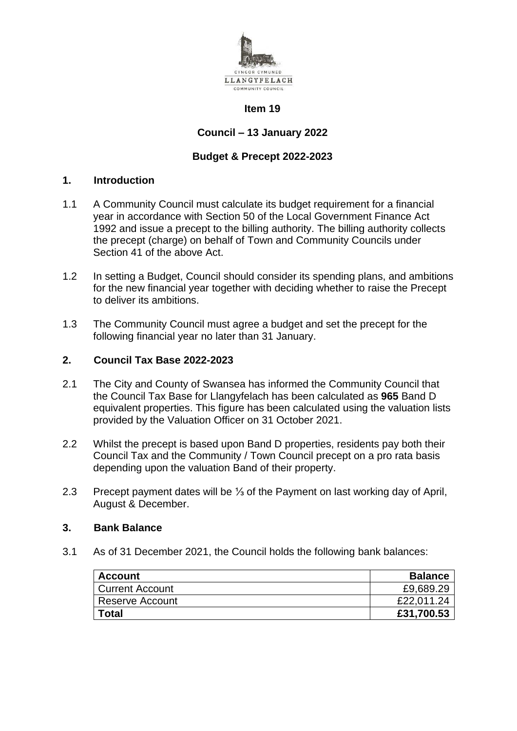CYNGOR CYMUNED
LLANGYFELACH
COMMUNITY COUNCIL

**Item 19**

**Council – 13 January 2022**

**Budget & Precept 2022-2023**

## 1. Introduction

1.1 A Community Council must calculate its budget requirement for a financial year in accordance with Section 50 of the Local Government Finance Act 1992 and issue a precept to the billing authority. The billing authority collects the precept (charge) on behalf of Town and Community Councils under Section 41 of the above Act.

1.2 In setting a Budget, Council should consider its spending plans, and ambitions for the new financial year together with deciding whether to raise the Precept to deliver its ambitions.

1.3 The Community Council must agree a budget and set the precept for the following financial year no later than 31 January.

## 2. Council Tax Base 2022-2023

2.1 The City and County of Swansea has informed the Community Council that the Council Tax Base for Llangyfelach has been calculated as **965** Band D equivalent properties. This figure has been calculated using the valuation lists provided by the Valuation Officer on 31 October 2021.

2.2 Whilst the precept is based upon Band D properties, residents pay both their Council Tax and the Community / Town Council precept on a pro rata basis depending upon the valuation Band of their property.

2.3 Precept payment dates will be ⅓ of the Payment on last working day of April, August & December.

## 3. Bank Balance

3.1 As of 31 December 2021, the Council holds the following bank balances:

| **Account** | **Balance** |
|---|---:|
| Current Account | £9,689.29 |
| Reserve Account | £22,011.24 |
| **Total** | **£31,700.53** |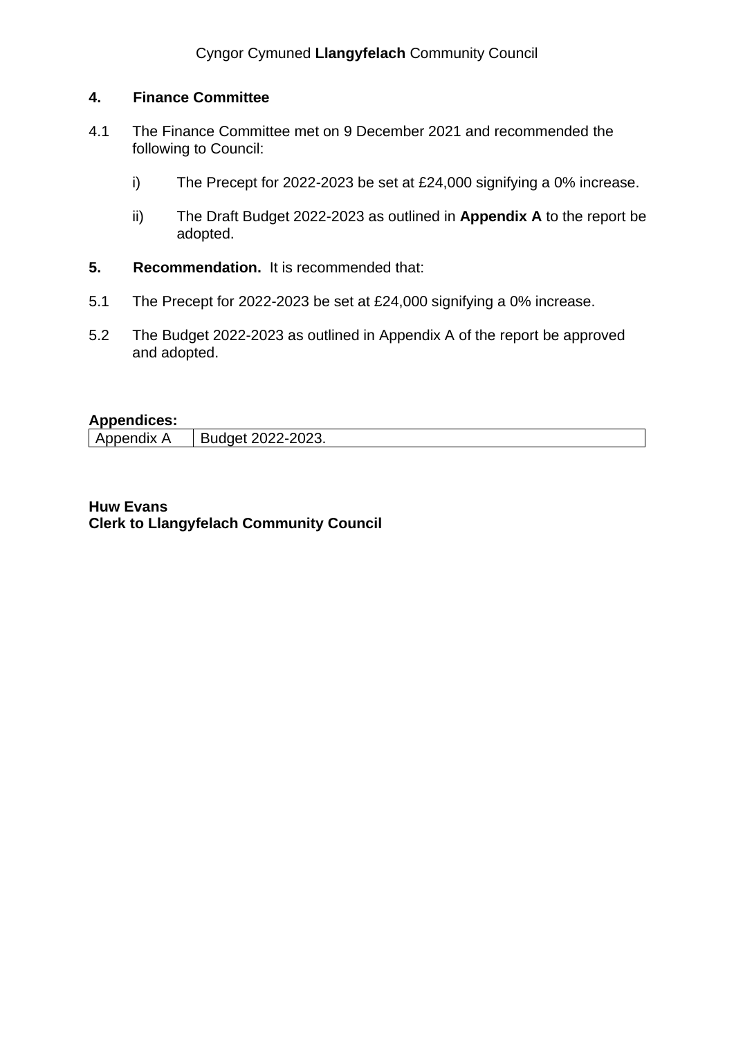Cyngor Cymuned **Llangyfelach** Community Council

**4. Finance Committee**

4.1 The Finance Committee met on 9 December 2021 and recommended the following to Council:

i) The Precept for 2022-2023 be set at £24,000 signifying a 0% increase.

ii) The Draft Budget 2022-2023 as outlined in **Appendix A** to the report be adopted.

**5. Recommendation.** It is recommended that:

5.1 The Precept for 2022-2023 be set at £24,000 signifying a 0% increase.

5.2 The Budget 2022-2023 as outlined in Appendix A of the report be approved and adopted.

**Appendices:**

| | |
|---|---|
| Appendix A | Budget 2022-2023. |

**Huw Evans**
**Clerk to Llangyfelach Community Council**